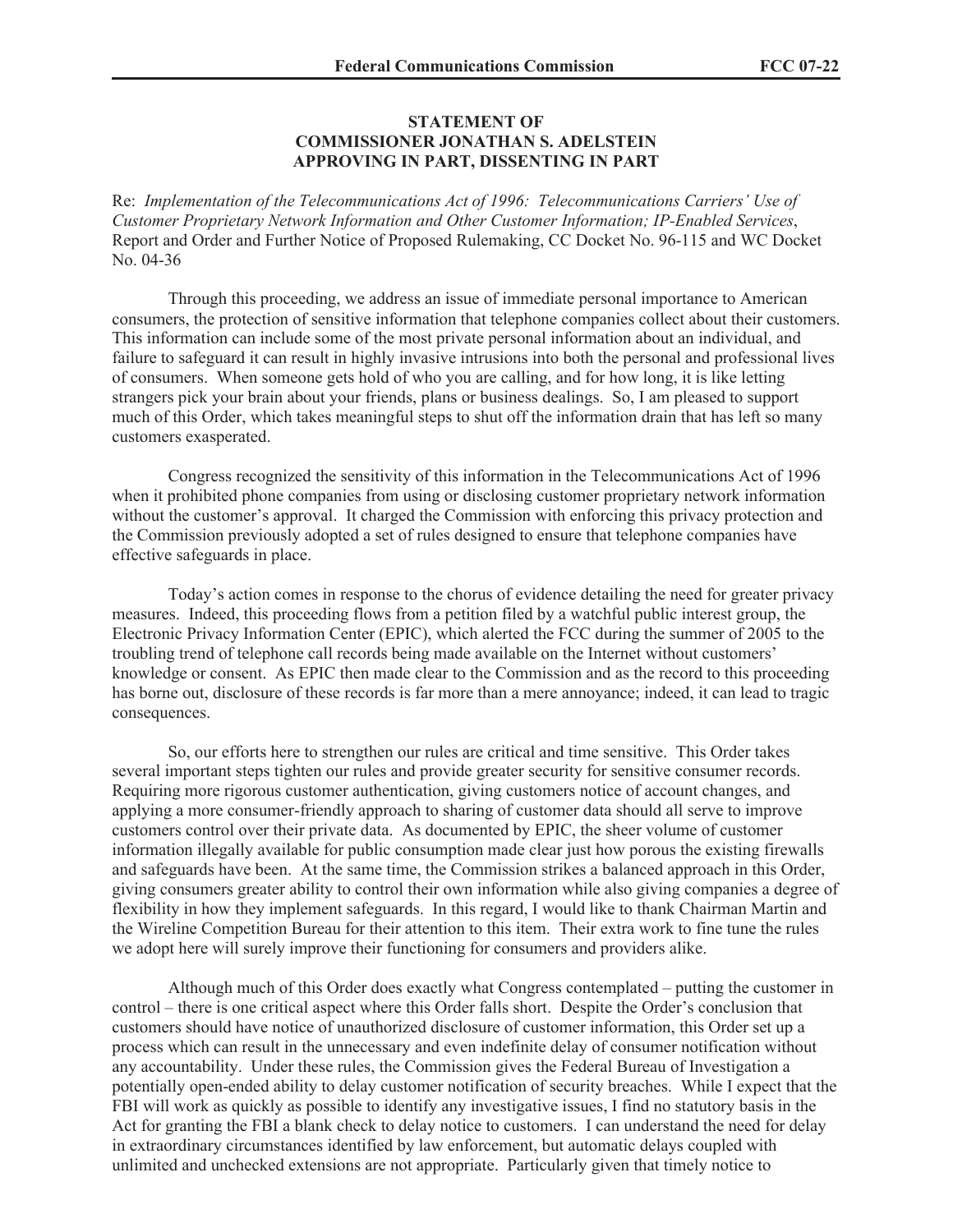**STATEMENT OF**
**COMMISSIONER JONATHAN S. ADELSTEIN**
**APPROVING IN PART, DISSENTING IN PART**

Re: *Implementation of the Telecommunications Act of 1996: Telecommunications Carriers' Use of Customer Proprietary Network Information and Other Customer Information; IP-Enabled Services*, Report and Order and Further Notice of Proposed Rulemaking, CC Docket No. 96-115 and WC Docket No. 04-36

Through this proceeding, we address an issue of immediate personal importance to American consumers, the protection of sensitive information that telephone companies collect about their customers. This information can include some of the most private personal information about an individual, and failure to safeguard it can result in highly invasive intrusions into both the personal and professional lives of consumers. When someone gets hold of who you are calling, and for how long, it is like letting strangers pick your brain about your friends, plans or business dealings. So, I am pleased to support much of this Order, which takes meaningful steps to shut off the information drain that has left so many customers exasperated.

Congress recognized the sensitivity of this information in the Telecommunications Act of 1996 when it prohibited phone companies from using or disclosing customer proprietary network information without the customer's approval. It charged the Commission with enforcing this privacy protection and the Commission previously adopted a set of rules designed to ensure that telephone companies have effective safeguards in place.

Today's action comes in response to the chorus of evidence detailing the need for greater privacy measures. Indeed, this proceeding flows from a petition filed by a watchful public interest group, the Electronic Privacy Information Center (EPIC), which alerted the FCC during the summer of 2005 to the troubling trend of telephone call records being made available on the Internet without customers' knowledge or consent. As EPIC then made clear to the Commission and as the record to this proceeding has borne out, disclosure of these records is far more than a mere annoyance; indeed, it can lead to tragic consequences.

So, our efforts here to strengthen our rules are critical and time sensitive. This Order takes several important steps tighten our rules and provide greater security for sensitive consumer records. Requiring more rigorous customer authentication, giving customers notice of account changes, and applying a more consumer-friendly approach to sharing of customer data should all serve to improve customers control over their private data. As documented by EPIC, the sheer volume of customer information illegally available for public consumption made clear just how porous the existing firewalls and safeguards have been. At the same time, the Commission strikes a balanced approach in this Order, giving consumers greater ability to control their own information while also giving companies a degree of flexibility in how they implement safeguards. In this regard, I would like to thank Chairman Martin and the Wireline Competition Bureau for their attention to this item. Their extra work to fine tune the rules we adopt here will surely improve their functioning for consumers and providers alike.

Although much of this Order does exactly what Congress contemplated – putting the customer in control – there is one critical aspect where this Order falls short. Despite the Order's conclusion that customers should have notice of unauthorized disclosure of customer information, this Order set up a process which can result in the unnecessary and even indefinite delay of consumer notification without any accountability. Under these rules, the Commission gives the Federal Bureau of Investigation a potentially open-ended ability to delay customer notification of security breaches. While I expect that the FBI will work as quickly as possible to identify any investigative issues, I find no statutory basis in the Act for granting the FBI a blank check to delay notice to customers. I can understand the need for delay in extraordinary circumstances identified by law enforcement, but automatic delays coupled with unlimited and unchecked extensions are not appropriate. Particularly given that timely notice to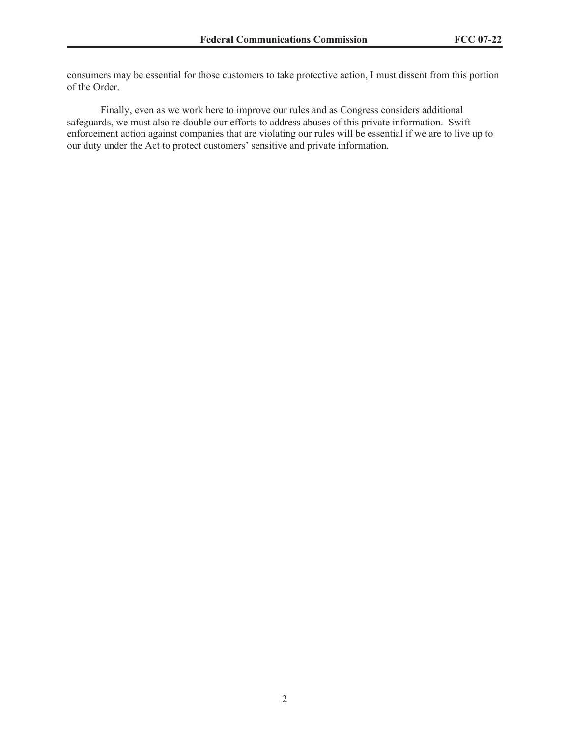consumers may be essential for those customers to take protective action, I must dissent from this portion of the Order.

Finally, even as we work here to improve our rules and as Congress considers additional safeguards, we must also re-double our efforts to address abuses of this private information. Swift enforcement action against companies that are violating our rules will be essential if we are to live up to our duty under the Act to protect customers' sensitive and private information.